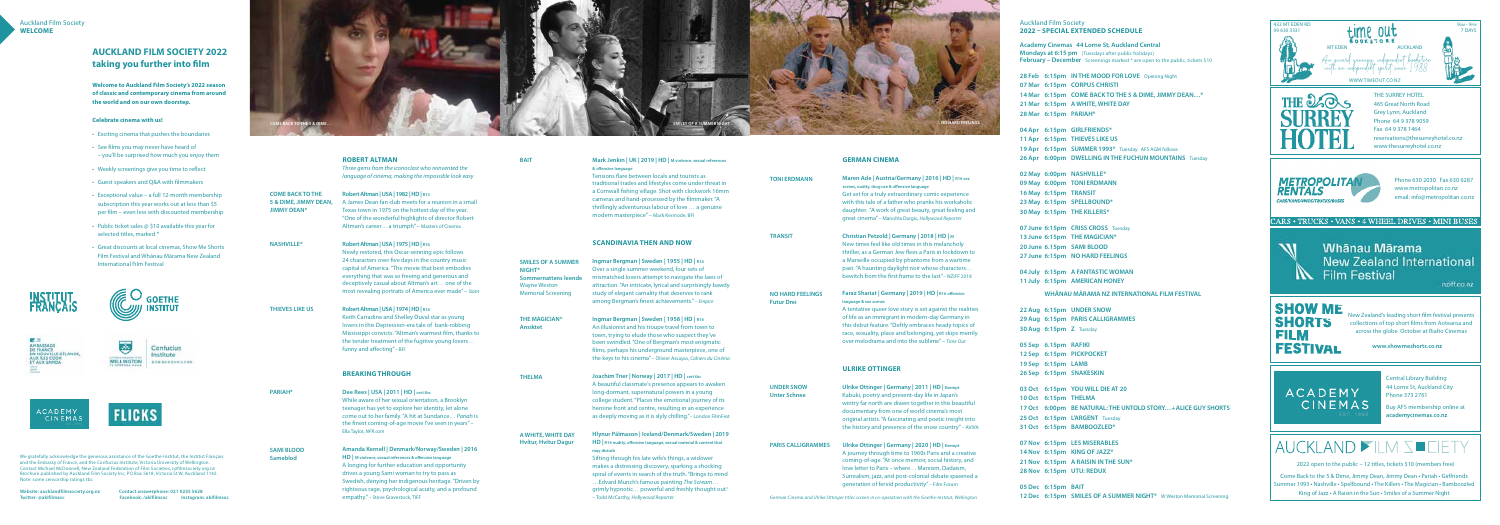Auckland Film Society
WELCOME

# AUCKLAND FILM SOCIETY 2022 taking you further into film

**Welcome to Auckland Film Society's 2022 season of classic and contemporary cinema from around the world and on our own doorstep.**

**Celebrate cinema with us!**

- Exciting cinema that pushes the boundaries
- See films you may never have heard of – you'll be surprised how much you enjoy them
- Weekly screenings give you time to reflect
- Guest speakers and Q&A with filmmakers
- Exceptional value – a full 12-month membership subscription this year works out at less than $5 per film – even less with discounted membership
- Public ticket sales @ $10 available this year for selected titles, marked *
- Great discounts at local cinemas, Show Me Shorts Film Festival and Whānau Mārama New Zealand International Film Festival

We gratefully acknowledge the generous assistance of the Goethe-Institut, the Institut Français and the Embassy of France, and the Confucius Institute, Victoria University of Wellington. Contact Michael McDonnell, New Zealand Federation of Film Societies, nzffs@nzffs.org.nz Brochure published by Auckland Film Society Inc, PO Box 5416, Victoria St W, Auckland 1142. Note: some censorship ratings tbc.

Website: aucklandfilmsociety.org.nz  Contact answerphone: 021 0235 5628
Twitter: @aklfilmsoc  Facebook: /aklfilmsoc  Instagram: aklfilmsoc

## ROBERT ALTMAN

*Three gems from the iconoclast who reinvented the language of cinema, making the impossible look easy*

**COME BACK TO THE 5 & DIME, JIMMY DEAN, JIMMY DEAN\***
**Robert Altman | USA | 1982 | 102 | M**
A James Dean fan club meets for a reunion in a small Texas town in 1975 on the hottest day of the year. "One of the wonderful highlights of director Robert Altman's career… a triumph" – *Masters of Cinema*

**NASHVILLE\***
**Robert Altman | USA | 1975 | 160 | M**
Newly restored, this Oscar-winning epic follows 24 characters over five days in the country music capital of America. "The movie that best embodies everything that was so freeing and generous and deceptively casual about Altman's art… one of the most revealing portraits of America ever made" – *Slant*

**THIEVES LIKE US**
**Robert Altman | USA | 1974 | 123 | M**
Keith Carradine and Shelley Duval star as young lovers in this Depression-era tale of bank-robbing Mississippi convicts. "Altman's warmest film, thanks to the tender treatment of the fugitive young lovers… funny and affecting" – *BFI*

## BREAKING THROUGH

**PARIAH\***
**Dee Rees | USA | 2011 | 86 | M**
While aware of her sexual orientation, a Brooklyn teenager has yet to explore her identity, let alone come out to her family. "A hit at Sundance… Pariah is the finest coming-of-age movie I've seen in years" – *Ella Taylor, NPR.com*

**SAMI BLOOD Sameblod**
**Amanda Kernell | Denmark/Norway/Sweden | 2016 | 110 | M**
A longing for further education and opportunity drives a young Sami woman to try to pass as Swedish, denying her Indigenous heritage. "Driven by righteous rage, psychological acuity, and a profound empathy" – *Steve Gravestock, TIFF*

**BAIT**
**Mark Jenkin | UK | 2019 | 89 | M**
Tensions flare between locals and tourists as traditional trades and lifestyles come under threat in a Cornwall fishing village. Shot with clockwork 16mm cameras and hand-processed by the filmmaker. "A thrillingly adventurous labour of love … a genuine modern masterpiece" – *Mark Kermode, BFI*

## SCANDINAVIA THEN AND NOW

**SMILES OF A SUMMER NIGHT\* Sommarnattens leende**
Wayne Weston Memorial Screening
**Ingmar Bergman | Sweden | 1955 | 108 | M**
Over a single summer weekend, four sets of mismatched lovers attempt to navigate the laws of attraction. "An intricate, lyrical and surprisingly bawdy study of elegant carnality that deserves to rank among Bergman's finest achievements" – *Empire*

**THE MAGICIAN\* Ansiktet**
**Ingmar Bergman | Sweden | 1958 | 100 | M**
An illusionist and his troupe travel from town to town, trying to elude those who suspect they've been swindled. "One of Bergman's most enigmatic films, perhaps his underground masterpiece, one of the keys to his cinema" – *Olivier Assayas, Cahiers du Cinéma*

**THELMA**
**Joachim Trier | Norway | 2017 | 116 | M**
A beautiful classmate's presence appears to awaken long-dormant, supernatural powers in a young college student. "Places the emotional journey of its heroine front and centre, resulting in an experience as deeply moving as it is style chilling" – *Loaded Films*

**A WHITE, WHITE DAY Hvítur, Hvítur Dagur**
**Hlynur Pálmason | Iceland/Denmark/Sweden | 2019 | 109 | M**
Sifting through his late wife's things, a widower makes a distressing discovery, sparking a shocking spiral of events in search of the truth. "Brings to mind … Edvard Munch's famous painting *The Scream*… grimly hypnotic… powerful and freshly thought out" – *Todd McCarthy, Hollywood Reporter*

## GERMAN CINEMA

**TONI ERDMANN**
**Maren Ade | Austria/Germany | 2016 | 162 | M**
Get set for a truly extraordinary comic experience with this tale of a father who pranks his workaholic daughter. "A work of great beauty, great feeling and great cinema" – *Manohla Dargis, Hollywood Reporter*

**TRANSIT**
**Christian Petzold | Germany | 2018 | 101 | M**
New times feel like old times in this melancholy thriller, as a German Jew flees a Paris in lockdown to a Marseille occupied by phantoms from a wartime past. "A haunting daylight noir whose characters… bewitch from the first frame to the last" – *NZIFF 2018*

**NO HARD FEELINGS Futur Drei**
**Faraz Shariat | Germany | 2019 | 92 | M**
A tentative queer love story is set against the realities of life as an immigrant in modern-day Germany in this debut feature. "Deftly embraces heady topics of race, sexuality, place and belonging, yet skips merrily over melodrama and into the sublime" – *Time Out*

## ULRIKE OTTINGER

**UNDER SNOW Unter Schnee**
**Ulrike Ottinger | Germany | 2011 | Exempt**
Kabuki, poetry and present-day life in Japan's wintry far north are drawn together in this beautiful documentary from one of world cinema's most original artists. "A fascinating and poetic insight into the history and presence of the snow country" – *AVIVA*

**PARIS CALLIGRAMMES**
**Ulrike Ottinger | Germany | 2020 | Exempt**
A journey through time to 1960s Paris and a creative coming-of-age. "At once memoir, social history, and love letter to Paris – where… Marxism, Dadaism, Surrealism, jazz, and post-colonial debate spawned a generation of vibrant productivity" – *Film Forum*

*German Cinema and Ulrike Ottinger titles screen in co-operation with the Goethe-Institut, Wellington*

Auckland Film Society
**2022 – SPECIAL EXTENDED SCHEDULE**

**Academy Cinemas 44 Lorne St, Auckland Central**
**Mondays at 6:15 pm** (Tuesdays after public holidays)
**February – December** Screenings marked * are open to the public, tickets $10

28 Feb 6:15pm IN THE MOOD FOR LOVE Opening Night
07 Mar 6:15pm CORPUS CHRISTI
14 Mar 6:15pm COME BACK TO THE 5 & DIME, JIMMY DEAN…*
21 Mar 6:15pm A WHITE, WHITE DAY
28 Mar 6:15pm PARIAH*

04 Apr 6:15pm GIRLFRIENDS*
11 Apr 6:15pm THIEVES LIKE US
19 Apr 6:15pm SUMMER 1993* Tuesday AFS AGM follows
26 Apr 6:00pm DWELLING IN THE FUCHUN MOUNTAINS Tuesday

02 May 6:00pm NASHVILLE*
09 May 6:00pm TONI ERDMANN
16 May 6:15pm TRANSIT
23 May 6:15pm SPELLBOUND*
30 May 6:15pm THE KILLERS*

07 June 6:15pm CRISS CROSS Tuesday
13 June 6:15pm THE MAGICIAN*
20 June 6:15pm SAMI BLOOD
27 June 6:15pm NO HARD FEELINGS

04 July 6:15pm A FANTASTIC WOMAN
11 July 6:15pm AMERICAN HONEY

**WHĀNAU MĀRAMA NZ INTERNATIONAL FILM FESTIVAL**

22 Aug 6:15pm UNDER SNOW
29 Aug 6:15pm PARIS CALLIGRAMMES
30 Aug 6:15pm Z Tuesday

05 Sep 6:15pm RAFIKI
12 Sep 6:15pm PICKPOCKET
19 Sep 6:15pm LAMB
26 Sep 6:15pm SNAKESKIN

03 Oct 6:15pm YOU WILL DIE AT 20
10 Oct 6:15pm THELMA
17 Oct 6:00pm BE NATURAL: THE UNTOLD STORY… + ALICE GUY SHORTS
25 Oct 6:15pm LINGUINI Tuesday
31 Oct 6:15pm BAMBOOZLED*

07 Nov 6:15pm LES MISERABLES
14 Nov 6:15pm KING OF JAZZ*
21 Nov 6:15pm A RAISIN IN THE SUN*
28 Nov 6:15pm UTU: REDUX

05 Dec 6:15pm BAIT
12 Dec 6:15pm SMILES OF A SUMMER NIGHT* W Weston Memorial Screening

Time Out Bookstore — 432 Mt Eden Rd, Mt Eden, Auckland — www.timeout.co.nz

THE SURREY HOTEL — 465 Great North Road, Grey Lynn, Auckland. Phone 64 9 378 9059. Fax 64 9 378 1464. reservations@thesurreyhotel.co.nz www.thesurreyhotel.co.nz

METROPOLITAN RENTALS — Phone 630 2030 Fax 630 6267 www.metropolitan.co.nz email: info@metropolitan.co.nz
CARS • TRUCKS • VANS • 4 WHEEL DRIVES • MINI BUSES

Whānau Mārama New Zealand International Film Festival — nziff.co.nz

SHOW ME SHORTS FILM FESTIVAL — New Zealand's leading short film festival presents collections of top short films from Aotearoa and across the globe. October at Rialto Cinemas. www.showmeshorts.co.nz

ACADEMY CINEMAS — Central Library Building, 44 Lorne St, Auckland City. Phone 373 2761. Buy AFS membership online at academycinemas.co.nz

**AUCKLAND FILM SOCIETY**
2022 open to the public – 12 titles, tickets $10 (members free)
Come Back to the 5 & Dime, Jimmy Dean, Jimmy Dean • Pariah • Girlfriends • Summer 1993 • Nashville • Spellbound • The Killers • The Magician • Bamboozled • King of Jazz • A Raisin in the Sun • Smiles of a Summer Night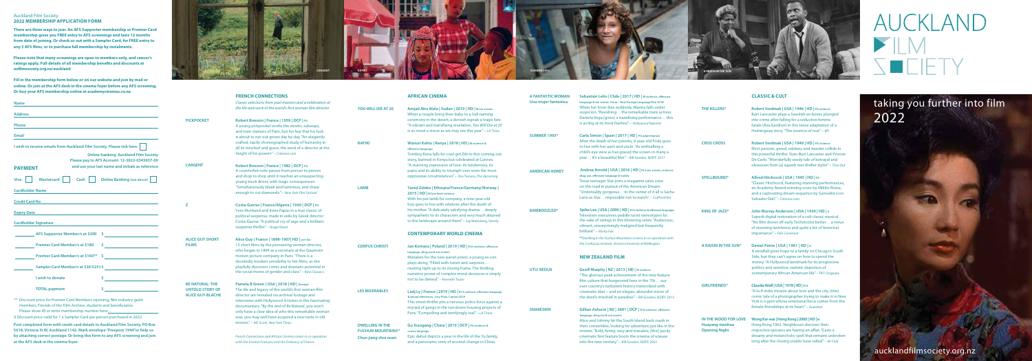# Auckland Film Society

## 2022 MEMBERSHIP APPLICATION FORM

**There are three ways to join. An AFS Supporter membership or Premier Card membership gives you FREE entry to AFS screenings and lasts 12 months from date of joining. Or check us out with a Sampler Card, for FREE entry to any 5 AFS films, or to purchase full membership by instalments.**

**Please note that many screenings are open to members only, and censor's ratings apply. Full details of all membership benefits and discounts at nzfilmsociety.org.nz/auckland**

**Fill in the membership form below or on our website and join by mail or online. Or join at the AFS desk in the cinema foyer before any AFS screening. Or buy your AFS membership online at academycinemas.co.nz**

Name

Address

Phone

Email

I wish to receive emails from Auckland Film Society. Please tick here.

**Online banking: Auckland Film Society**
**Please pay to AFS Account: 12-3022-0345657-00**
**and use your last name and initials as reference**

**PAYMENT**

Visa | Mastercard | Cash | Online Banking (see above)

Cardholder Name

Credit Card No

Expiry Date

Cardholder Signature

AFS Supporter Member/s at $200 $

Premier Card Member/s at $180 $

Premier Card Member/s at $160** $

Sampler Card Member/s at $30/$25§ $

I wish to donate $

TOTAL payment $

** Discount price for Premier Card Members rejoining, film industry guild members, Friends of the Film Archive, students and beneficiaries. Please show ID or write membership number here

§ Discount price valid for 1 x Sampler Card per person purchased in 2022

**Post completed form with credit card details to Auckland Film Society, PO Box 5618, Victoria St W, Auckland 1142. Mark envelope "Freepost 1944" or help us by attaching correct postage. Or bring this form to any AFS screening and join at the AFS desk in the cinema foyer.**

L'ARGENT

RAFIKI

SUMMER 1993

A RAISIN IN THE SUN

# AUCKLAND FILM SOCIETY

## taking you further into film 2022

## FRENCH CONNECTIONS

*Classic selections from past masters and a celebration of the life and work of the world's first woman film director*

**PICKPOCKET**
**Robert Bresson | France | 1959 | DCP | PG**
A young pickpocket works the streets, subways, and train stations of Paris, but his fear that his luck is about to run out grows day by day. "An elegantly crafted, rarely choreographed study of humanity in all its mischief and grace, the work of a director at the height of his powers" – *Criterion.com*

**L'ARGENT**
**Robert Bresson | France | 1983 | DCP | PG**
A counterfeit note passes from person to person and shop to shop until it reaches an unsuspecting young truck driver, with tragic consequences. "Simultaneously bleak and luminous, and sharp enough to cut diamonds" – *New York Film Festival*

**Z**
**Costa-Gavras | France/Algeria | 1969 | DCP | PG**
Yves Montand and Irene Papas in a true classic of political suspense, made in exile by Greek director Costa-Gavras. "A political cry of rage and a brilliant suspense thriller" – *Roger Ebert*

**ALICE GUY SHORT FILMS**
**Alice Guy | France | 1898-1907 | HD | cert tba**
13 short films by the pioneering woman director, who began in 1894 as a secretary at the Gaumont motion picture company in Paris. "There is a decidedly modern sensibility to her films, as she playfully discovers comic and dramatic potential in the social mores of gender and class" – *Kino Classics*

**BE NATURAL: THE UNTOLD STORY OF ALICE GUY-BLACHÉ**
**Pamela B Green | USA | 2018 | HD | Exempt**
The life and legacy of the world's first woman film director are revealed via archival footage and interviews with Hollywood A-listers in this fascinating documentary. "By the end of *Be Natural*, you won't only have a clear idea of who this remarkable woman was, you may well have acquired a new taste in old movies" – *AO Scott, New York Times*

*French Connections and African Cinema screen in co-operation with the Institut Français and the Embassy of France*

## AFRICAN CINEMA

**YOU WILL DIE AT 20**
**Amjad Abu Alala | Sudan | 2019 | HD | M low violence**
When a couple bring their baby to a Sufi naming ceremony in the desert, a dervish signals a tragic fate. "A vibrant and transfixing revelation, *You Will Die at 20* is as vivid a vision as we may see this year" – *LA Times*

**RAFIKI**
**Wanuri Kahiu | Kenya | 2018 | HD | M violence & offensive language**
Tomboy Kena falls for cool-girl Ziki in this coming-out story, banned in Kenya but celebrated at Cannes. "A stunning expression of love: its tenderness, its pains and its ability to triumph over even the most oppressive circumstances" – *Zoe Tamara, The Upcoming*

**LAMB**
**Yared Zeleke | Ethiopia/France/Germany/Norway | 2015 | HD | M low level violence**
With his pet lamb for company, a nine-year-old boy goes to live with relatives after the death of his mother. "A delicately satisfying drama… deeply sympathetic to its characters and very much attuned to the landscape around them" – *Jay Weissberg, Variety*

## CONTEMPORARY WORLD CINEMA

**CORPUS CHRISTI**
**Jan Komasa | Poland | 2019 | HD | R16 violence, offensive language, drug use & sex scenes**
Mistaken for the new parish priest, a young ex-con plays along. "Filled with twists and surprises… riveting right up to its closing frame. The thrilling narrative power of complex moral decisions is simply not to be denied" – *Kenneth Turan*

**LES MISERABLES**
**Ladj Ly | France | 2019 | HD | R13 violence, offensive language & sexual references. Jury Prize, Cannes 2019**
This street thriller pits a nervous police force against a myriad of gangs in the run-down housing projects of Paris. "Compelling and terrifyingly real" – *LA Times*

**DWELLING IN THE FUCHUN MOUNTAINS\***
**Chun jiang shui nuan**
**Gu Xiaogang | China | 2019 | DCP | PG violence & scary scenes**
Epic debut depicts a year in the life of the Yu family, and a panoramic view of social change in China.

**A FANTASTIC WOMAN**
**Una mujer fantástica**
**Sebastián Lelio | Chile | 2017 | HD | M violence, offensive language & sex scenes. Oscar – Best Foreign Language Film 2018**
When her lover dies suddenly, Marina falls under suspicion. "Ravishing… the remarkable trans actress Daniela Vega [gives] a transfixing performance… this is acting at its most fearless" – *Hollywood Reporter*

**SUMMER 1993\***
**Carla Simón | Spain | 2017 | HD | PG adult themes**
After the death of her parents, 6-year-old Frida goes to live with her aunt and uncle. "As enthralling a child's eye view as has graced the screen in many a year… It's a beautiful film" – *Bill Gosden, NZIFF 2017*

**AMERICAN HONEY**
**Andrea Arnold | USA | 2016 | HD | R16 sex scenes, violence, drug use, offensive language & nudity**
Texas teenager Star joins a magazine sales crew on the road in pursuit of the American Dream. "Undeniably gorgeous… In the center of it all is Sasha Lane as Star… impossible not to watch" – *CutPrintFilm*

**BAMBOOZLED\***
**Spike Lee | USA | 2000 | HD | R13 violence & offensive language**
Television executives peddle racist stereotypes for the sake of ratings in this blistering satire. "Audacious, vibrant, unsurprisingly maligned but frequently brilliant" – *Vanity Fair*

*\*Dwelling in the Fuchun Mountains screens in co-operation with the Confucius Institute, Victoria University of Wellington*

## NEW ZEALAND FILM

**UTU: REDUX**
**Geoff Murphy | NZ | 2013 | HD | M violence**
"The glorious peak achievement of the new feature film culture that burgeoned here in the 70s… our own country's turbulent history transcribed with cinematic élan – and an elegant, absurdist vision of the devil's mischief in paradise" – *Bill Gosden, NZIFF 2013*

**SNAKESKIN**
**Gillian Ashurst | NZ | 2001 | DCP | R16 violence, offensive language, drug use & sex scenes**
Alice and Johnny hit the South Island back roads in their convertible, looking for adventure just like in the movies. "Bold, funny, sexy and macabre, [this] lucidly cinematic first feature boots the cinema of unease into the new century" – *Bill Gosden, NZIFF 2001*

## CLASSIC & CULT

**THE KILLERS\***
**Robert Siodmak | USA | 1946 | HD | PG violence**
Burt Lancaster plays a Swedish ex-boxer, plunged into crime after falling for a seductive femme fatale (Ava Gardner) in this tense adaptation of a Hemingway story. "The essence of noir" – *BFI*

**CRISS CROSS**
**Robert Siodmak | USA | 1949 | HD | PG violence**
Illicit passion, greed, robbery and murder collide in this powerful thriller. Stars Burt Lancaster and Yvonne De Carlo. "Wonderfully seedy tale of betrayal and obsession from [a] superb noir-thriller stylist" – *Time Out*

**SPELLBOUND\***
**Alfred Hitchcock | USA | 1945 | HD | PG**
"Classic Hitchcock, featuring stunning performances, an Academy Award-winning score by Miklós Rózsa, and a captivating dream sequence by Surrealist icon Salvador Dalí" – *Criterion.com*

**KING OF JAZZ\***
**John Murray Anderson | USA | 1930 | HD | G**
Superb digital restoration of a cult classic musical. "No film shows off early Technicolor better… a revue of stunning lavishness and quite a bit of historical importance" – *Film Comment*

**A RAISIN IN THE SUN\***
**Daniel Petrie | USA | 1961 | HD | G**
A windfall gives hope to a family on Chicago's South Side, but they can't agree on how to spend the money. "A Hollywood landmark for its progressive politics and sensitive, realistic depiction of contemporary African American life" – *TIFF Originals*

**GIRLFRIENDS\***
**Claudia Weill | USA | 1978 | HD | R16**
"A lo-fi indie miracle about love and the city, [this] comic tale of a photographer trying to make it in New York is a gem whose emotional force comes from the female friendships at its heart" – *Guardian*

**IN THE MOOD FOR LOVE**
**Huayang nianhua**
**Opening Night**
**Wong Kar-wai | Hong Kong | 2000 | HD | M**
Hong Kong 1962. Neighbours discover their respective spouses are having an affair. "Casts a dreamy and melancholic spell that remains unbroken long after the closing credits have rolled" – *AV Club*

aucklandfilmsociety.org.nz